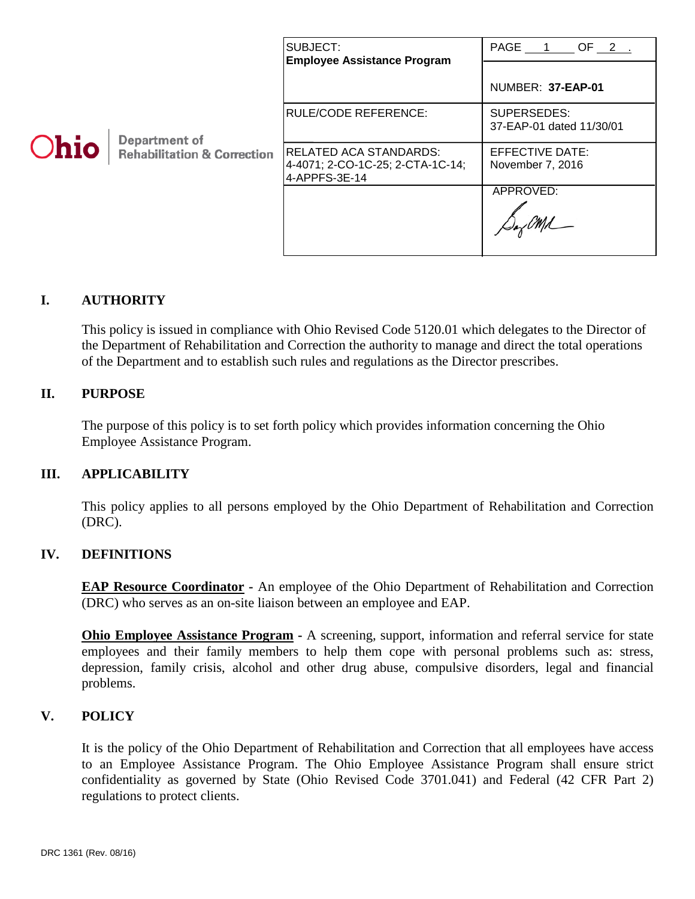Ohio | Department of Rehabilitation & Correction

| SUBJECT: **Employee Assistance Program** | PAGE 1 OF 2 . NUMBER: **37-EAP-01** |
|---|---|
| RULE/CODE REFERENCE: | SUPERSEDES: 37-EAP-01 dated 11/30/01 |
| RELATED ACA STANDARDS: 4-4071; 2-CO-1C-25; 2-CTA-1C-14; 4-APPFS-3E-14 | EFFECTIVE DATE: November 7, 2016 |
| | APPROVED: |

## I. AUTHORITY

This policy is issued in compliance with Ohio Revised Code 5120.01 which delegates to the Director of the Department of Rehabilitation and Correction the authority to manage and direct the total operations of the Department and to establish such rules and regulations as the Director prescribes.

## II. PURPOSE

The purpose of this policy is to set forth policy which provides information concerning the Ohio Employee Assistance Program.

## III. APPLICABILITY

This policy applies to all persons employed by the Ohio Department of Rehabilitation and Correction (DRC).

## IV. DEFINITIONS

**EAP Resource Coordinator** - An employee of the Ohio Department of Rehabilitation and Correction (DRC) who serves as an on-site liaison between an employee and EAP.

**Ohio Employee Assistance Program** - A screening, support, information and referral service for state employees and their family members to help them cope with personal problems such as: stress, depression, family crisis, alcohol and other drug abuse, compulsive disorders, legal and financial problems.

## V. POLICY

It is the policy of the Ohio Department of Rehabilitation and Correction that all employees have access to an Employee Assistance Program. The Ohio Employee Assistance Program shall ensure strict confidentiality as governed by State (Ohio Revised Code 3701.041) and Federal (42 CFR Part 2) regulations to protect clients.

DRC 1361 (Rev. 08/16)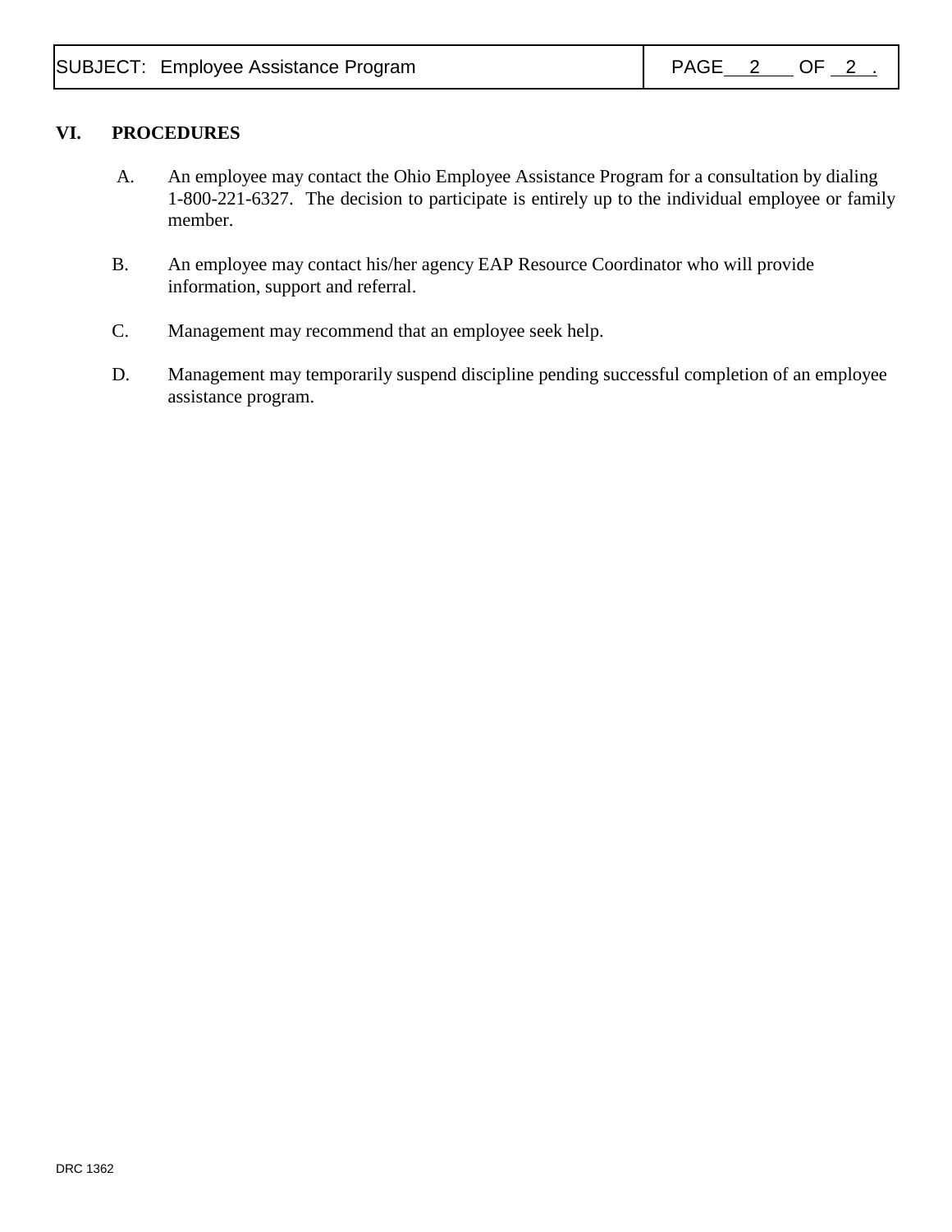## VI. PROCEDURES

A. An employee may contact the Ohio Employee Assistance Program for a consultation by dialing 1-800-221-6327. The decision to participate is entirely up to the individual employee or family member.

B. An employee may contact his/her agency EAP Resource Coordinator who will provide information, support and referral.

C. Management may recommend that an employee seek help.

D. Management may temporarily suspend discipline pending successful completion of an employee assistance program.